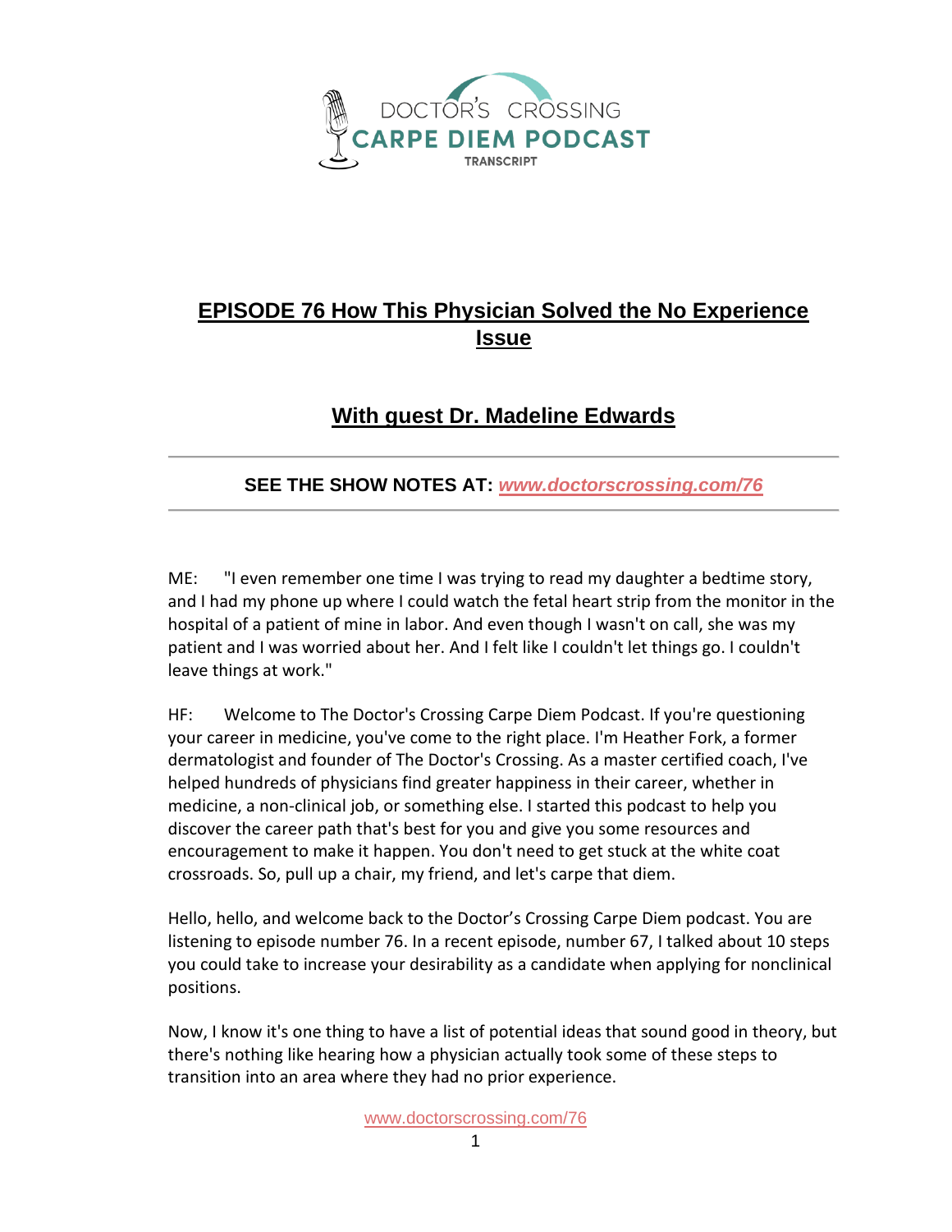DOCTOR'S CROSSING

CARPE DIEM PODCAST

TRANSCRIPT

# EPISODE 76 How This Physician Solved the No Experience Issue

## With guest Dr. Madeline Edwards

---

**SEE THE SHOW NOTES AT:** ***www.doctorscrossing.com/76***

---

ME: "I even remember one time I was trying to read my daughter a bedtime story, and I had my phone up where I could watch the fetal heart strip from the monitor in the hospital of a patient of mine in labor. And even though I wasn't on call, she was my patient and I was worried about her. And I felt like I couldn't let things go. I couldn't leave things at work."

HF: Welcome to The Doctor's Crossing Carpe Diem Podcast. If you're questioning your career in medicine, you've come to the right place. I'm Heather Fork, a former dermatologist and founder of The Doctor's Crossing. As a master certified coach, I've helped hundreds of physicians find greater happiness in their career, whether in medicine, a non-clinical job, or something else. I started this podcast to help you discover the career path that's best for you and give you some resources and encouragement to make it happen. You don't need to get stuck at the white coat crossroads. So, pull up a chair, my friend, and let's carpe that diem.

Hello, hello, and welcome back to the Doctor's Crossing Carpe Diem podcast. You are listening to episode number 76. In a recent episode, number 67, I talked about 10 steps you could take to increase your desirability as a candidate when applying for nonclinical positions.

Now, I know it's one thing to have a list of potential ideas that sound good in theory, but there's nothing like hearing how a physician actually took some of these steps to transition into an area where they had no prior experience.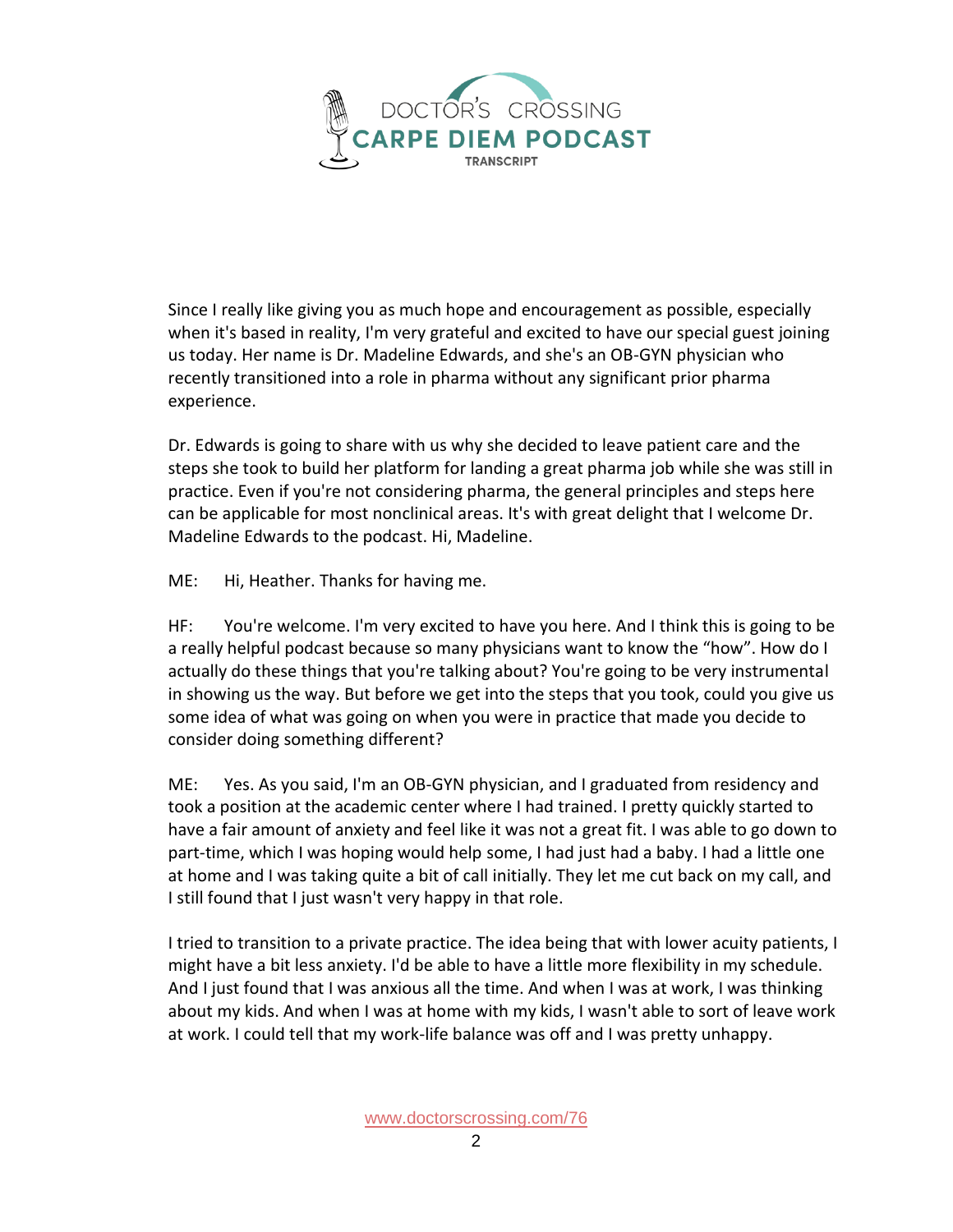Since I really like giving you as much hope and encouragement as possible, especially when it's based in reality, I'm very grateful and excited to have our special guest joining us today. Her name is Dr. Madeline Edwards, and she's an OB-GYN physician who recently transitioned into a role in pharma without any significant prior pharma experience.

Dr. Edwards is going to share with us why she decided to leave patient care and the steps she took to build her platform for landing a great pharma job while she was still in practice. Even if you're not considering pharma, the general principles and steps here can be applicable for most nonclinical areas. It's with great delight that I welcome Dr. Madeline Edwards to the podcast. Hi, Madeline.

ME: Hi, Heather. Thanks for having me.

HF: You're welcome. I'm very excited to have you here. And I think this is going to be a really helpful podcast because so many physicians want to know the "how". How do I actually do these things that you're talking about? You're going to be very instrumental in showing us the way. But before we get into the steps that you took, could you give us some idea of what was going on when you were in practice that made you decide to consider doing something different?

ME: Yes. As you said, I'm an OB-GYN physician, and I graduated from residency and took a position at the academic center where I had trained. I pretty quickly started to have a fair amount of anxiety and feel like it was not a great fit. I was able to go down to part-time, which I was hoping would help some, I had just had a baby. I had a little one at home and I was taking quite a bit of call initially. They let me cut back on my call, and I still found that I just wasn't very happy in that role.

I tried to transition to a private practice. The idea being that with lower acuity patients, I might have a bit less anxiety. I'd be able to have a little more flexibility in my schedule. And I just found that I was anxious all the time. And when I was at work, I was thinking about my kids. And when I was at home with my kids, I wasn't able to sort of leave work at work. I could tell that my work-life balance was off and I was pretty unhappy.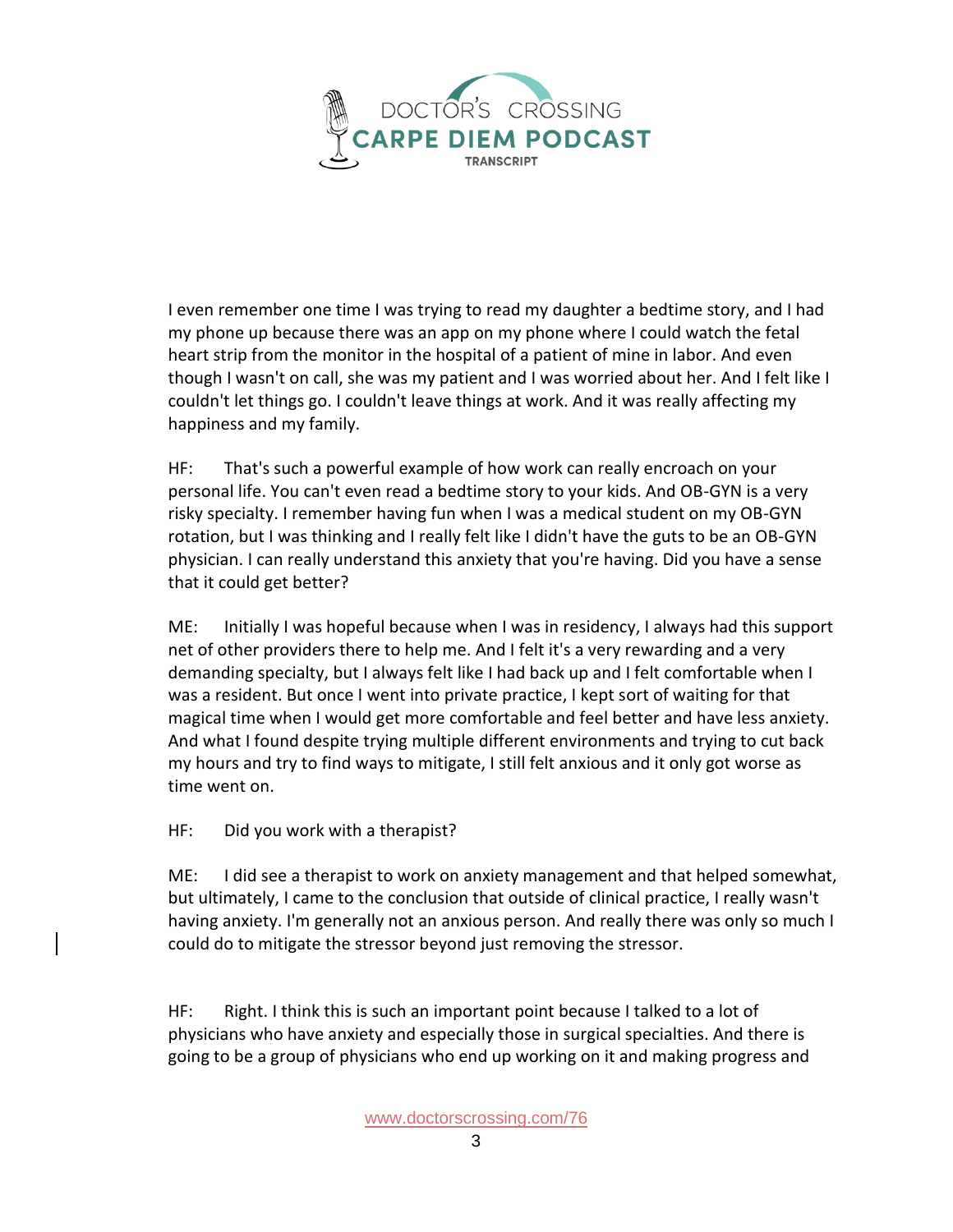I even remember one time I was trying to read my daughter a bedtime story, and I had my phone up because there was an app on my phone where I could watch the fetal heart strip from the monitor in the hospital of a patient of mine in labor. And even though I wasn't on call, she was my patient and I was worried about her. And I felt like I couldn't let things go. I couldn't leave things at work. And it was really affecting my happiness and my family.

HF: That's such a powerful example of how work can really encroach on your personal life. You can't even read a bedtime story to your kids. And OB-GYN is a very risky specialty. I remember having fun when I was a medical student on my OB-GYN rotation, but I was thinking and I really felt like I didn't have the guts to be an OB-GYN physician. I can really understand this anxiety that you're having. Did you have a sense that it could get better?

ME: Initially I was hopeful because when I was in residency, I always had this support net of other providers there to help me. And I felt it's a very rewarding and a very demanding specialty, but I always felt like I had back up and I felt comfortable when I was a resident. But once I went into private practice, I kept sort of waiting for that magical time when I would get more comfortable and feel better and have less anxiety. And what I found despite trying multiple different environments and trying to cut back my hours and try to find ways to mitigate, I still felt anxious and it only got worse as time went on.

HF: Did you work with a therapist?

ME: I did see a therapist to work on anxiety management and that helped somewhat, but ultimately, I came to the conclusion that outside of clinical practice, I really wasn't having anxiety. I'm generally not an anxious person. And really there was only so much I could do to mitigate the stressor beyond just removing the stressor.

HF: Right. I think this is such an important point because I talked to a lot of physicians who have anxiety and especially those in surgical specialties. And there is going to be a group of physicians who end up working on it and making progress and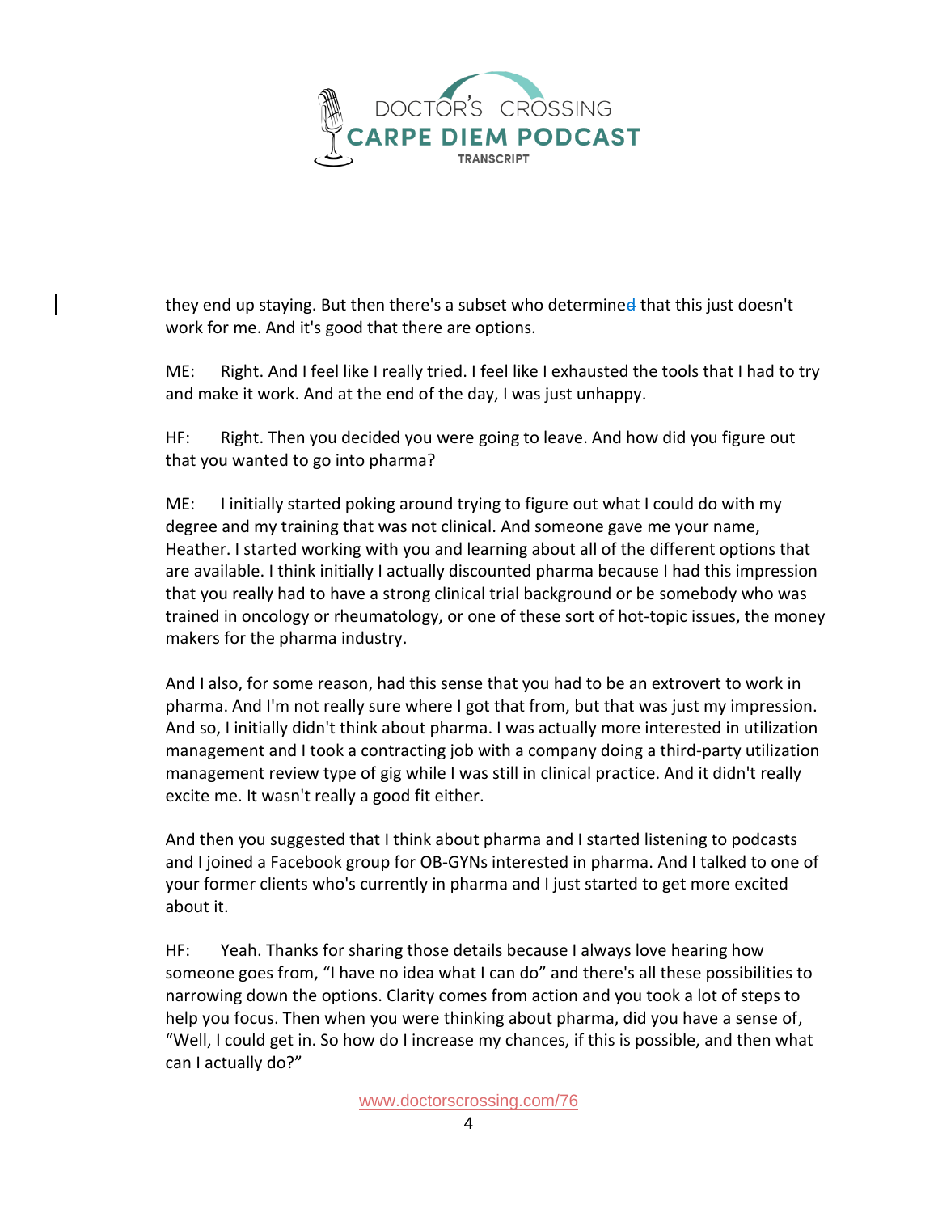they end up staying. But then there's a subset who determined that this just doesn't work for me. And it's good that there are options.

ME: Right. And I feel like I really tried. I feel like I exhausted the tools that I had to try and make it work. And at the end of the day, I was just unhappy.

HF: Right. Then you decided you were going to leave. And how did you figure out that you wanted to go into pharma?

ME: I initially started poking around trying to figure out what I could do with my degree and my training that was not clinical. And someone gave me your name, Heather. I started working with you and learning about all of the different options that are available. I think initially I actually discounted pharma because I had this impression that you really had to have a strong clinical trial background or be somebody who was trained in oncology or rheumatology, or one of these sort of hot-topic issues, the money makers for the pharma industry.

And I also, for some reason, had this sense that you had to be an extrovert to work in pharma. And I'm not really sure where I got that from, but that was just my impression. And so, I initially didn't think about pharma. I was actually more interested in utilization management and I took a contracting job with a company doing a third-party utilization management review type of gig while I was still in clinical practice. And it didn't really excite me. It wasn't really a good fit either.

And then you suggested that I think about pharma and I started listening to podcasts and I joined a Facebook group for OB-GYNs interested in pharma. And I talked to one of your former clients who's currently in pharma and I just started to get more excited about it.

HF: Yeah. Thanks for sharing those details because I always love hearing how someone goes from, "I have no idea what I can do" and there's all these possibilities to narrowing down the options. Clarity comes from action and you took a lot of steps to help you focus. Then when you were thinking about pharma, did you have a sense of, "Well, I could get in. So how do I increase my chances, if this is possible, and then what can I actually do?"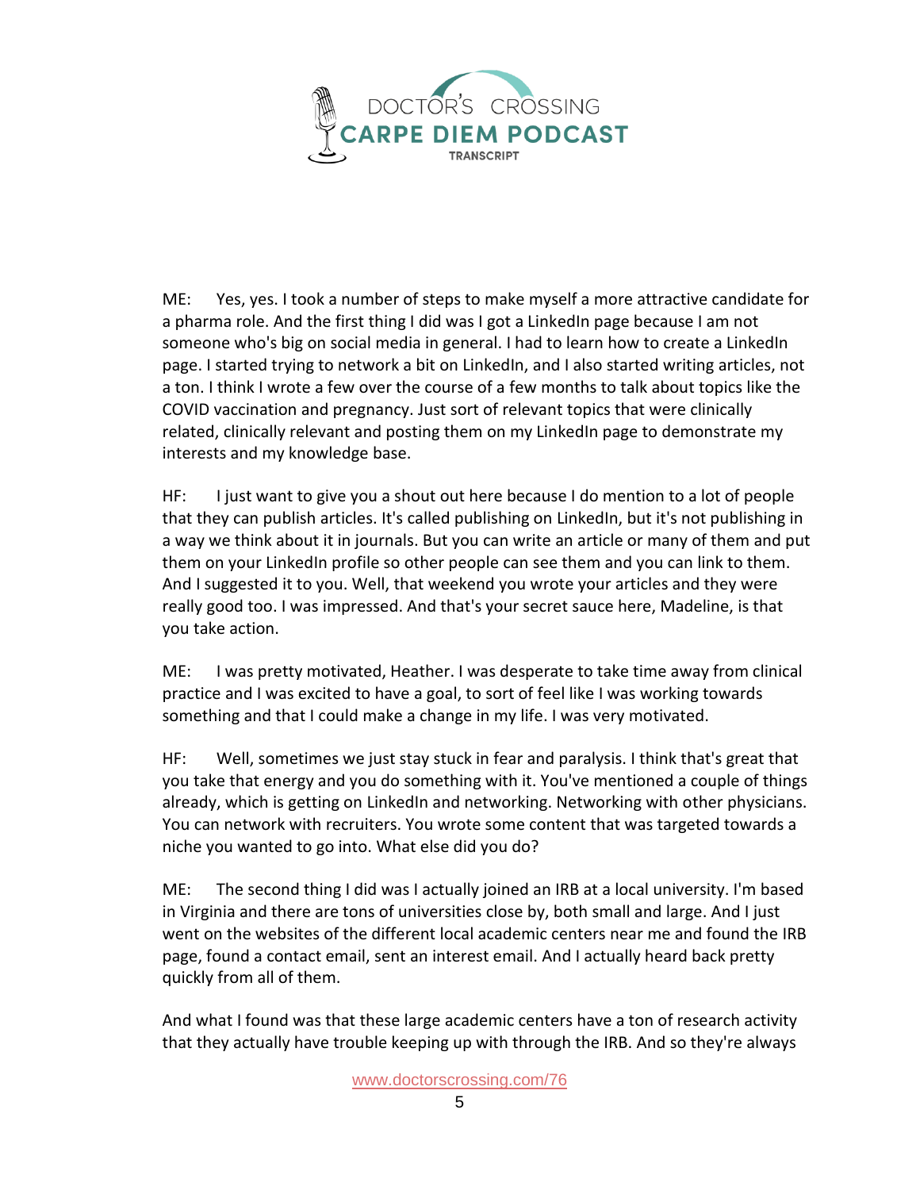ME: Yes, yes. I took a number of steps to make myself a more attractive candidate for a pharma role. And the first thing I did was I got a LinkedIn page because I am not someone who's big on social media in general. I had to learn how to create a LinkedIn page. I started trying to network a bit on LinkedIn, and I also started writing articles, not a ton. I think I wrote a few over the course of a few months to talk about topics like the COVID vaccination and pregnancy. Just sort of relevant topics that were clinically related, clinically relevant and posting them on my LinkedIn page to demonstrate my interests and my knowledge base.

HF: I just want to give you a shout out here because I do mention to a lot of people that they can publish articles. It's called publishing on LinkedIn, but it's not publishing in a way we think about it in journals. But you can write an article or many of them and put them on your LinkedIn profile so other people can see them and you can link to them. And I suggested it to you. Well, that weekend you wrote your articles and they were really good too. I was impressed. And that's your secret sauce here, Madeline, is that you take action.

ME: I was pretty motivated, Heather. I was desperate to take time away from clinical practice and I was excited to have a goal, to sort of feel like I was working towards something and that I could make a change in my life. I was very motivated.

HF: Well, sometimes we just stay stuck in fear and paralysis. I think that's great that you take that energy and you do something with it. You've mentioned a couple of things already, which is getting on LinkedIn and networking. Networking with other physicians. You can network with recruiters. You wrote some content that was targeted towards a niche you wanted to go into. What else did you do?

ME: The second thing I did was I actually joined an IRB at a local university. I'm based in Virginia and there are tons of universities close by, both small and large. And I just went on the websites of the different local academic centers near me and found the IRB page, found a contact email, sent an interest email. And I actually heard back pretty quickly from all of them.

And what I found was that these large academic centers have a ton of research activity that they actually have trouble keeping up with through the IRB. And so they're always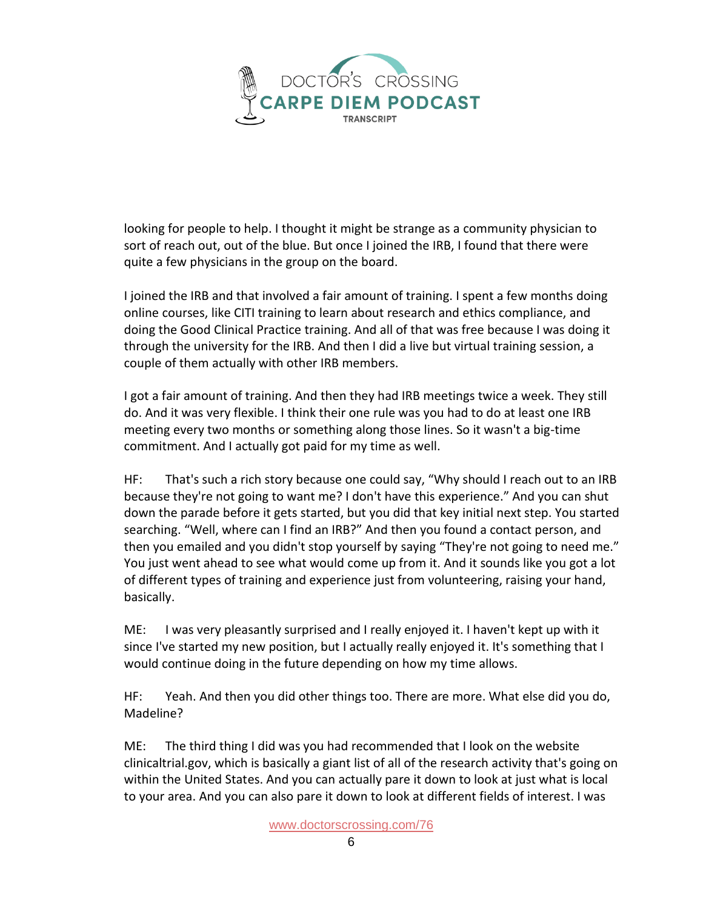looking for people to help. I thought it might be strange as a community physician to sort of reach out, out of the blue. But once I joined the IRB, I found that there were quite a few physicians in the group on the board.

I joined the IRB and that involved a fair amount of training. I spent a few months doing online courses, like CITI training to learn about research and ethics compliance, and doing the Good Clinical Practice training. And all of that was free because I was doing it through the university for the IRB. And then I did a live but virtual training session, a couple of them actually with other IRB members.

I got a fair amount of training. And then they had IRB meetings twice a week. They still do. And it was very flexible. I think their one rule was you had to do at least one IRB meeting every two months or something along those lines. So it wasn't a big-time commitment. And I actually got paid for my time as well.

HF: That's such a rich story because one could say, "Why should I reach out to an IRB because they're not going to want me? I don't have this experience." And you can shut down the parade before it gets started, but you did that key initial next step. You started searching. "Well, where can I find an IRB?" And then you found a contact person, and then you emailed and you didn't stop yourself by saying "They're not going to need me." You just went ahead to see what would come up from it. And it sounds like you got a lot of different types of training and experience just from volunteering, raising your hand, basically.

ME: I was very pleasantly surprised and I really enjoyed it. I haven't kept up with it since I've started my new position, but I actually really enjoyed it. It's something that I would continue doing in the future depending on how my time allows.

HF: Yeah. And then you did other things too. There are more. What else did you do, Madeline?

ME: The third thing I did was you had recommended that I look on the website clinicaltrial.gov, which is basically a giant list of all of the research activity that's going on within the United States. And you can actually pare it down to look at just what is local to your area. And you can also pare it down to look at different fields of interest. I was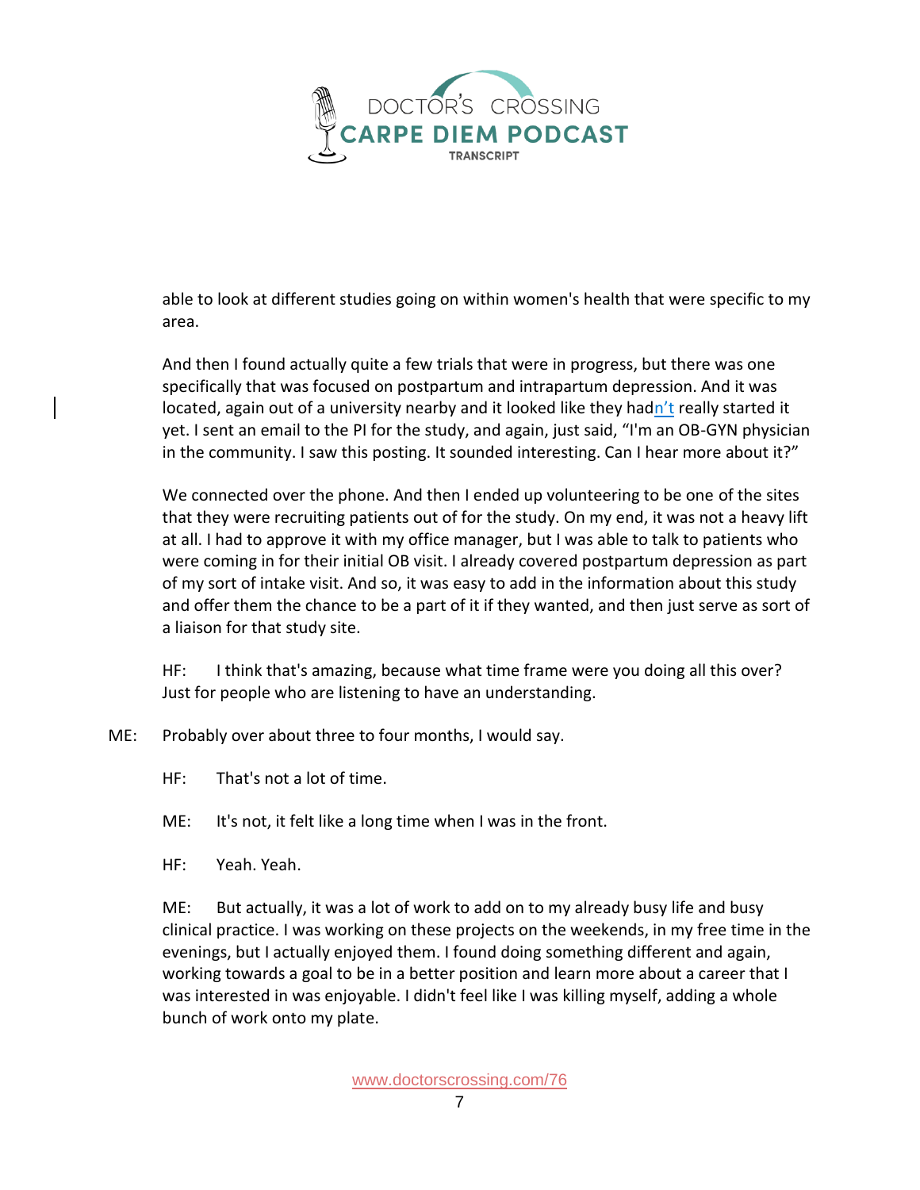able to look at different studies going on within women's health that were specific to my area.

And then I found actually quite a few trials that were in progress, but there was one specifically that was focused on postpartum and intrapartum depression. And it was located, again out of a university nearby and it looked like they hadn't really started it yet. I sent an email to the PI for the study, and again, just said, "I'm an OB-GYN physician in the community. I saw this posting. It sounded interesting. Can I hear more about it?"

We connected over the phone. And then I ended up volunteering to be one of the sites that they were recruiting patients out of for the study. On my end, it was not a heavy lift at all. I had to approve it with my office manager, but I was able to talk to patients who were coming in for their initial OB visit. I already covered postpartum depression as part of my sort of intake visit. And so, it was easy to add in the information about this study and offer them the chance to be a part of it if they wanted, and then just serve as sort of a liaison for that study site.

HF: I think that's amazing, because what time frame were you doing all this over? Just for people who are listening to have an understanding.

ME: Probably over about three to four months, I would say.

HF: That's not a lot of time.

ME: It's not, it felt like a long time when I was in the front.

HF: Yeah. Yeah.

ME: But actually, it was a lot of work to add on to my already busy life and busy clinical practice. I was working on these projects on the weekends, in my free time in the evenings, but I actually enjoyed them. I found doing something different and again, working towards a goal to be in a better position and learn more about a career that I was interested in was enjoyable. I didn't feel like I was killing myself, adding a whole bunch of work onto my plate.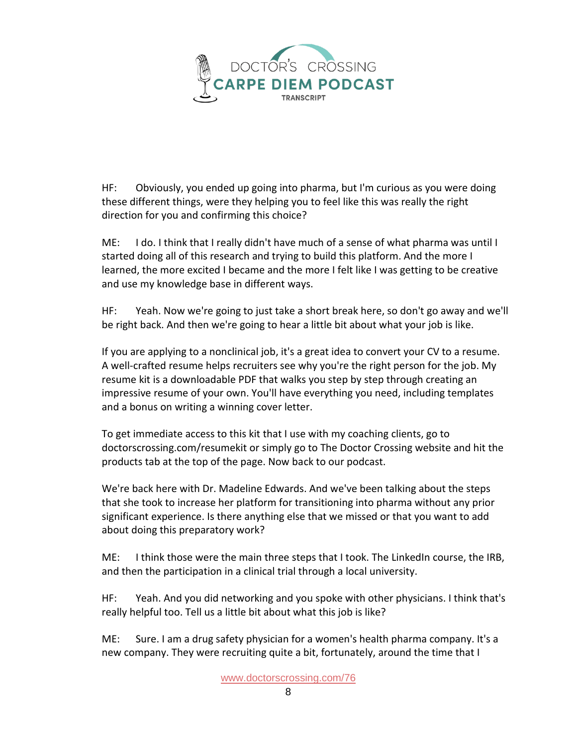HF: Obviously, you ended up going into pharma, but I'm curious as you were doing these different things, were they helping you to feel like this was really the right direction for you and confirming this choice?

ME: I do. I think that I really didn't have much of a sense of what pharma was until I started doing all of this research and trying to build this platform. And the more I learned, the more excited I became and the more I felt like I was getting to be creative and use my knowledge base in different ways.

HF: Yeah. Now we're going to just take a short break here, so don't go away and we'll be right back. And then we're going to hear a little bit about what your job is like.

If you are applying to a nonclinical job, it's a great idea to convert your CV to a resume. A well-crafted resume helps recruiters see why you're the right person for the job. My resume kit is a downloadable PDF that walks you step by step through creating an impressive resume of your own. You'll have everything you need, including templates and a bonus on writing a winning cover letter.

To get immediate access to this kit that I use with my coaching clients, go to doctorscrossing.com/resumekit or simply go to The Doctor Crossing website and hit the products tab at the top of the page. Now back to our podcast.

We're back here with Dr. Madeline Edwards. And we've been talking about the steps that she took to increase her platform for transitioning into pharma without any prior significant experience. Is there anything else that we missed or that you want to add about doing this preparatory work?

ME: I think those were the main three steps that I took. The LinkedIn course, the IRB, and then the participation in a clinical trial through a local university.

HF: Yeah. And you did networking and you spoke with other physicians. I think that's really helpful too. Tell us a little bit about what this job is like?

ME: Sure. I am a drug safety physician for a women's health pharma company. It's a new company. They were recruiting quite a bit, fortunately, around the time that I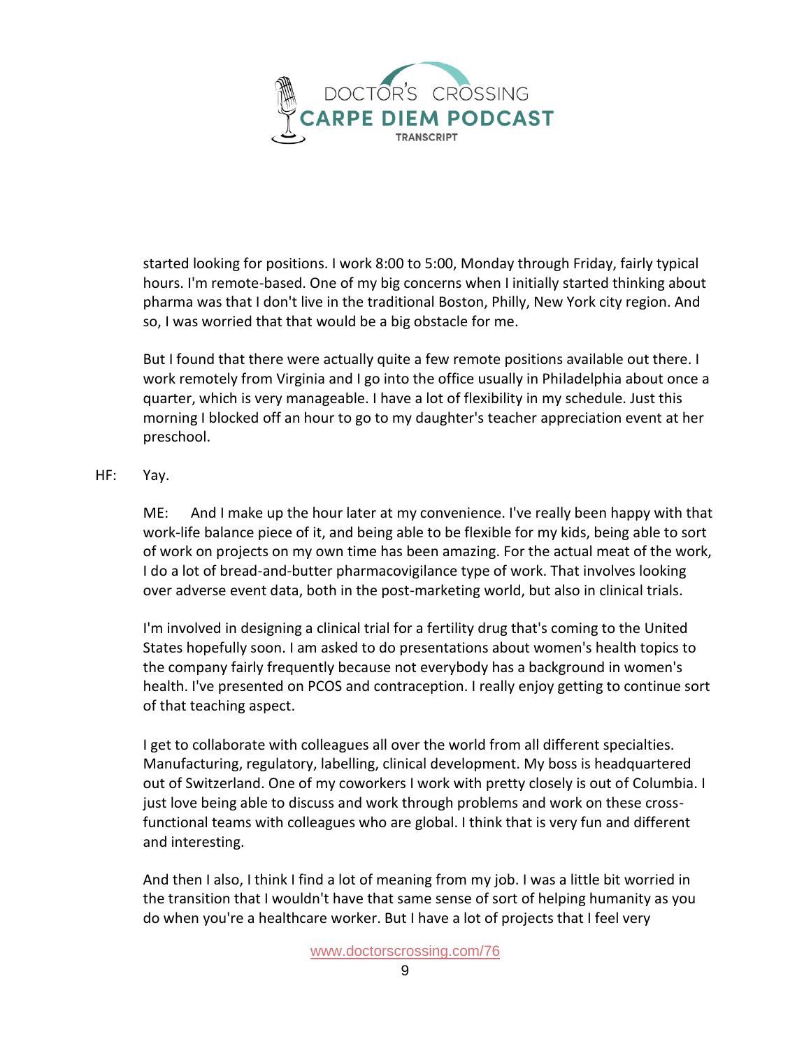started looking for positions. I work 8:00 to 5:00, Monday through Friday, fairly typical hours. I'm remote-based. One of my big concerns when I initially started thinking about pharma was that I don't live in the traditional Boston, Philly, New York city region. And so, I was worried that that would be a big obstacle for me.

But I found that there were actually quite a few remote positions available out there. I work remotely from Virginia and I go into the office usually in Philadelphia about once a quarter, which is very manageable. I have a lot of flexibility in my schedule. Just this morning I blocked off an hour to go to my daughter's teacher appreciation event at her preschool.

HF: Yay.

ME: And I make up the hour later at my convenience. I've really been happy with that work-life balance piece of it, and being able to be flexible for my kids, being able to sort of work on projects on my own time has been amazing. For the actual meat of the work, I do a lot of bread-and-butter pharmacovigilance type of work. That involves looking over adverse event data, both in the post-marketing world, but also in clinical trials.

I'm involved in designing a clinical trial for a fertility drug that's coming to the United States hopefully soon. I am asked to do presentations about women's health topics to the company fairly frequently because not everybody has a background in women's health. I've presented on PCOS and contraception. I really enjoy getting to continue sort of that teaching aspect.

I get to collaborate with colleagues all over the world from all different specialties. Manufacturing, regulatory, labelling, clinical development. My boss is headquartered out of Switzerland. One of my coworkers I work with pretty closely is out of Columbia. I just love being able to discuss and work through problems and work on these cross-functional teams with colleagues who are global. I think that is very fun and different and interesting.

And then I also, I think I find a lot of meaning from my job. I was a little bit worried in the transition that I wouldn't have that same sense of sort of helping humanity as you do when you're a healthcare worker. But I have a lot of projects that I feel very

www.doctorscrossing.com/76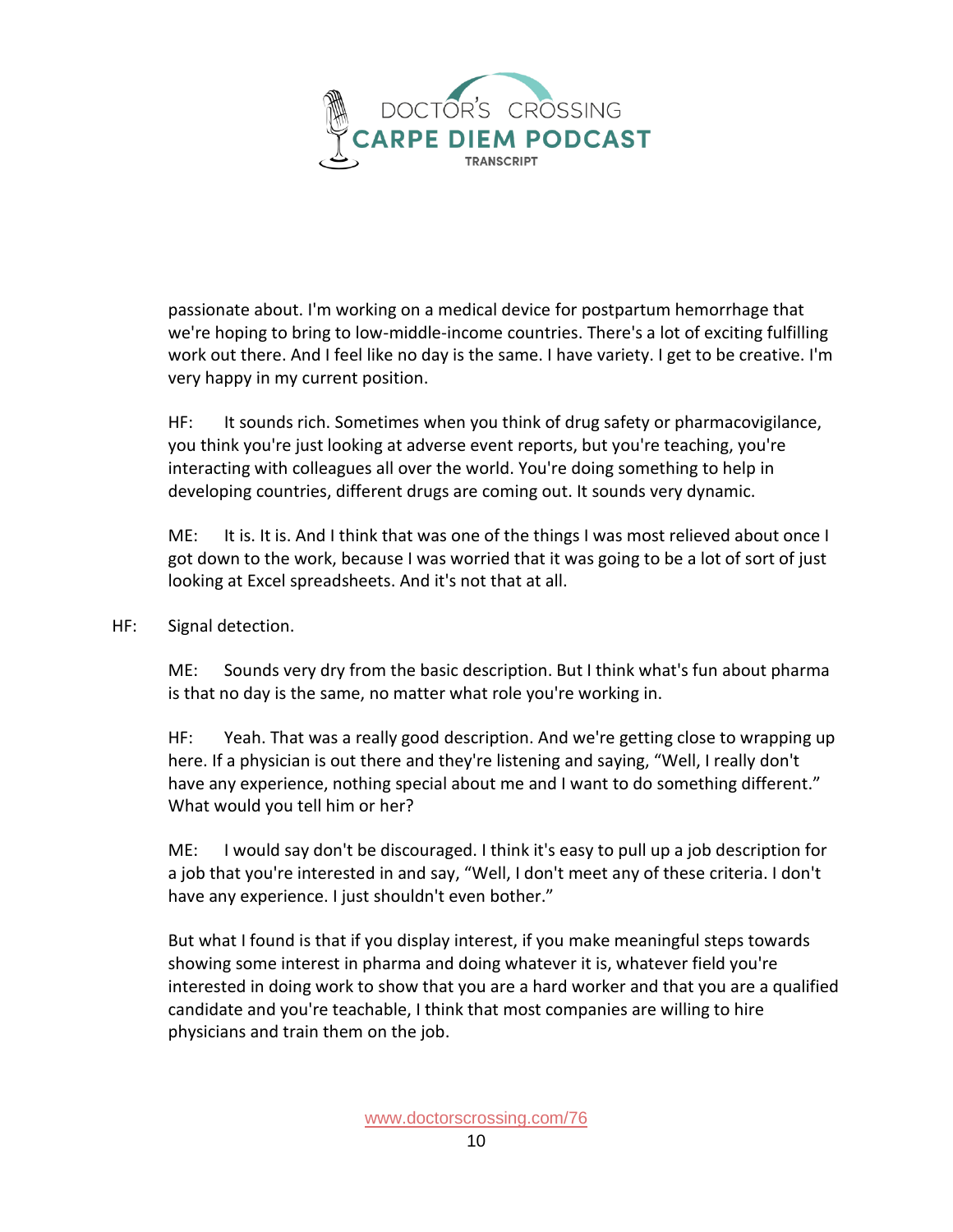passionate about. I'm working on a medical device for postpartum hemorrhage that we're hoping to bring to low-middle-income countries. There's a lot of exciting fulfilling work out there. And I feel like no day is the same. I have variety. I get to be creative. I'm very happy in my current position.

HF: It sounds rich. Sometimes when you think of drug safety or pharmacovigilance, you think you're just looking at adverse event reports, but you're teaching, you're interacting with colleagues all over the world. You're doing something to help in developing countries, different drugs are coming out. It sounds very dynamic.

ME: It is. It is. And I think that was one of the things I was most relieved about once I got down to the work, because I was worried that it was going to be a lot of sort of just looking at Excel spreadsheets. And it's not that at all.

HF: Signal detection.

ME: Sounds very dry from the basic description. But I think what's fun about pharma is that no day is the same, no matter what role you're working in.

HF: Yeah. That was a really good description. And we're getting close to wrapping up here. If a physician is out there and they're listening and saying, "Well, I really don't have any experience, nothing special about me and I want to do something different." What would you tell him or her?

ME: I would say don't be discouraged. I think it's easy to pull up a job description for a job that you're interested in and say, "Well, I don't meet any of these criteria. I don't have any experience. I just shouldn't even bother."

But what I found is that if you display interest, if you make meaningful steps towards showing some interest in pharma and doing whatever it is, whatever field you're interested in doing work to show that you are a hard worker and that you are a qualified candidate and you're teachable, I think that most companies are willing to hire physicians and train them on the job.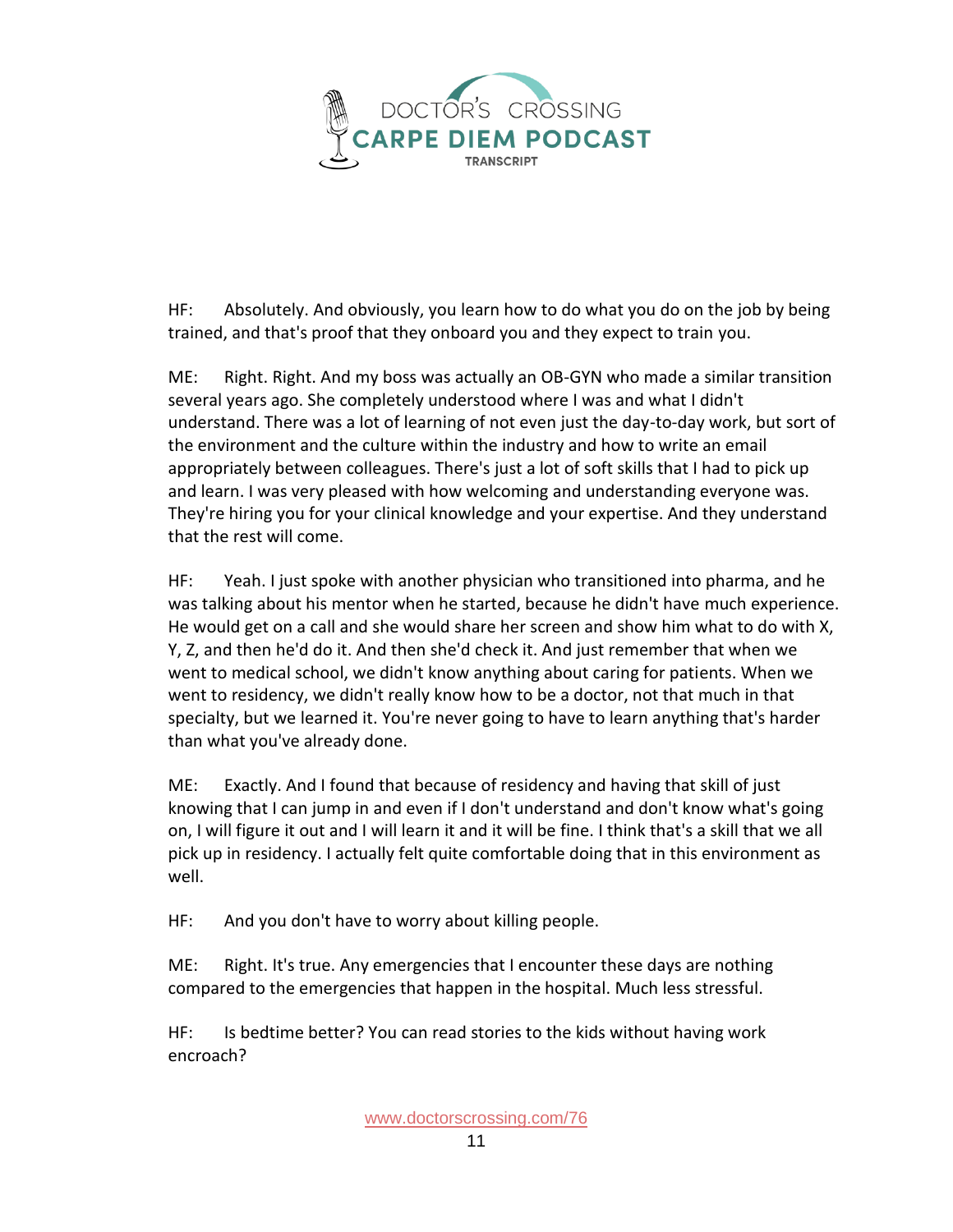HF: Absolutely. And obviously, you learn how to do what you do on the job by being trained, and that's proof that they onboard you and they expect to train you.

ME: Right. Right. And my boss was actually an OB-GYN who made a similar transition several years ago. She completely understood where I was and what I didn't understand. There was a lot of learning of not even just the day-to-day work, but sort of the environment and the culture within the industry and how to write an email appropriately between colleagues. There's just a lot of soft skills that I had to pick up and learn. I was very pleased with how welcoming and understanding everyone was. They're hiring you for your clinical knowledge and your expertise. And they understand that the rest will come.

HF: Yeah. I just spoke with another physician who transitioned into pharma, and he was talking about his mentor when he started, because he didn't have much experience. He would get on a call and she would share her screen and show him what to do with X, Y, Z, and then he'd do it. And then she'd check it. And just remember that when we went to medical school, we didn't know anything about caring for patients. When we went to residency, we didn't really know how to be a doctor, not that much in that specialty, but we learned it. You're never going to have to learn anything that's harder than what you've already done.

ME: Exactly. And I found that because of residency and having that skill of just knowing that I can jump in and even if I don't understand and don't know what's going on, I will figure it out and I will learn it and it will be fine. I think that's a skill that we all pick up in residency. I actually felt quite comfortable doing that in this environment as well.

HF: And you don't have to worry about killing people.

ME: Right. It's true. Any emergencies that I encounter these days are nothing compared to the emergencies that happen in the hospital. Much less stressful.

HF: Is bedtime better? You can read stories to the kids without having work encroach?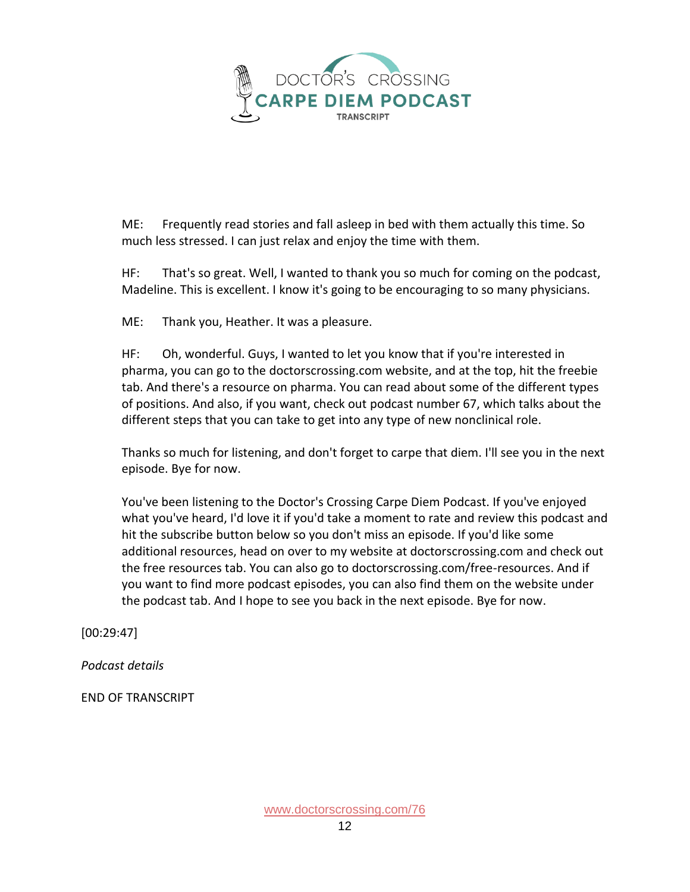ME: Frequently read stories and fall asleep in bed with them actually this time. So much less stressed. I can just relax and enjoy the time with them.

HF: That's so great. Well, I wanted to thank you so much for coming on the podcast, Madeline. This is excellent. I know it's going to be encouraging to so many physicians.

ME: Thank you, Heather. It was a pleasure.

HF: Oh, wonderful. Guys, I wanted to let you know that if you're interested in pharma, you can go to the doctorscrossing.com website, and at the top, hit the freebie tab. And there's a resource on pharma. You can read about some of the different types of positions. And also, if you want, check out podcast number 67, which talks about the different steps that you can take to get into any type of new nonclinical role.

Thanks so much for listening, and don't forget to carpe that diem. I'll see you in the next episode. Bye for now.

You've been listening to the Doctor's Crossing Carpe Diem Podcast. If you've enjoyed what you've heard, I'd love it if you'd take a moment to rate and review this podcast and hit the subscribe button below so you don't miss an episode. If you'd like some additional resources, head on over to my website at doctorscrossing.com and check out the free resources tab. You can also go to doctorscrossing.com/free-resources. And if you want to find more podcast episodes, you can also find them on the website under the podcast tab. And I hope to see you back in the next episode. Bye for now.

[00:29:47]

*Podcast details*

END OF TRANSCRIPT